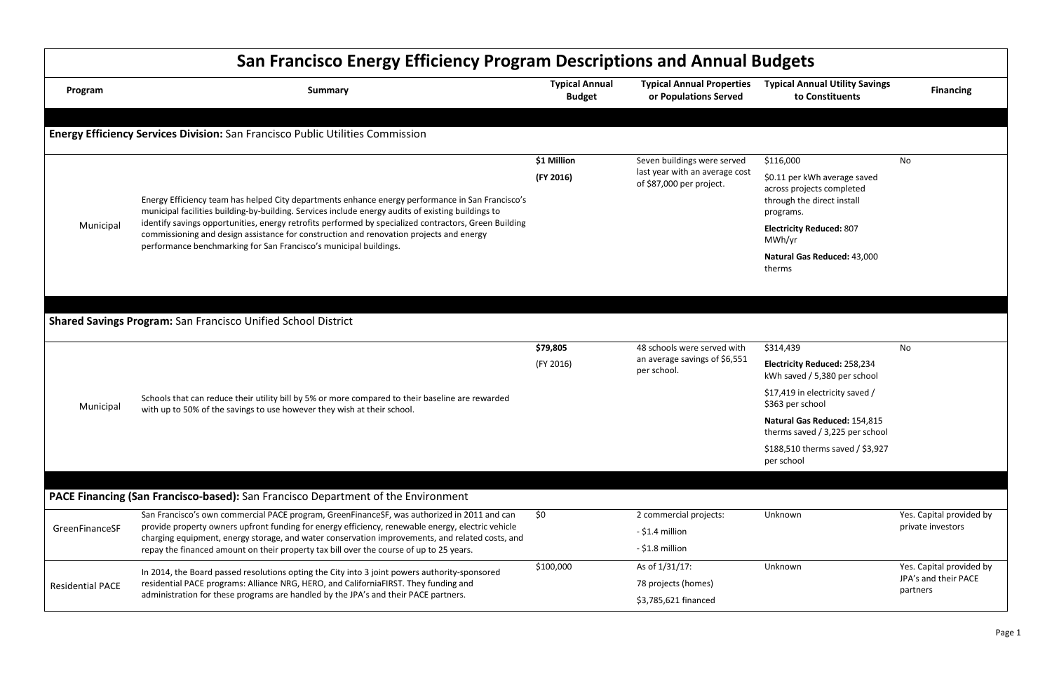# San Francisco Energy Efficiency Program Descriptions and Annual Budgets

| Program | Summary | Typical Annual Budget | Typical Annual Properties or Populations Served | Typical Annual Utility Savings to Constituents | Financing |
|---|---|---|---|---|---|
| **Energy Efficiency Services Division:** San Francisco Public Utilities Commission | | | | | |
| Municipal | Energy Efficiency team has helped City departments enhance energy performance in San Francisco's municipal facilities building-by-building. Services include energy audits of existing buildings to identify savings opportunities, energy retrofits performed by specialized contractors, Green Building commissioning and design assistance for construction and renovation projects and energy performance benchmarking for San Francisco's municipal buildings. | **$1 Million** **(FY 2016)** | Seven buildings were served last year with an average cost of $87,000 per project. | $116,000<br>$0.11 per kWh average saved across projects completed through the direct install programs.<br>**Electricity Reduced:** 807 MWh/yr<br>**Natural Gas Reduced:** 43,000 therms | No |
| **Shared Savings Program:** San Francisco Unified School District | | | | | |
| Municipal | Schools that can reduce their utility bill by 5% or more compared to their baseline are rewarded with up to 50% of the savings to use however they wish at their school. | **$79,805** (FY 2016) | 48 schools were served with an average savings of $6,551 per school. | $314,439<br>**Electricity Reduced:** 258,234 kWh saved / 5,380 per school<br>$17,419 in electricity saved / $363 per school<br>**Natural Gas Reduced:** 154,815 therms saved / 3,225 per school<br>$188,510 therms saved / $3,927 per school | No |
| **PACE Financing (San Francisco-based):** San Francisco Department of the Environment | | | | | |
| GreenFinanceSF | San Francisco's own commercial PACE program, GreenFinanceSF, was authorized in 2011 and can provide property owners upfront funding for energy efficiency, renewable energy, electric vehicle charging equipment, energy storage, and water conservation improvements, and related costs, and repay the financed amount on their property tax bill over the course of up to 25 years. | $0 | 2 commercial projects:<br>- $1.4 million<br>- $1.8 million | Unknown | Yes. Capital provided by private investors |
| Residential PACE | In 2014, the Board passed resolutions opting the City into 3 joint powers authority-sponsored residential PACE programs: Alliance NRG, HERO, and CaliforniaFIRST. They funding and administration for these programs are handled by the JPA's and their PACE partners. | $100,000 | As of 1/31/17:<br>78 projects (homes)<br>$3,785,621 financed | Unknown | Yes. Capital provided by JPA's and their PACE partners |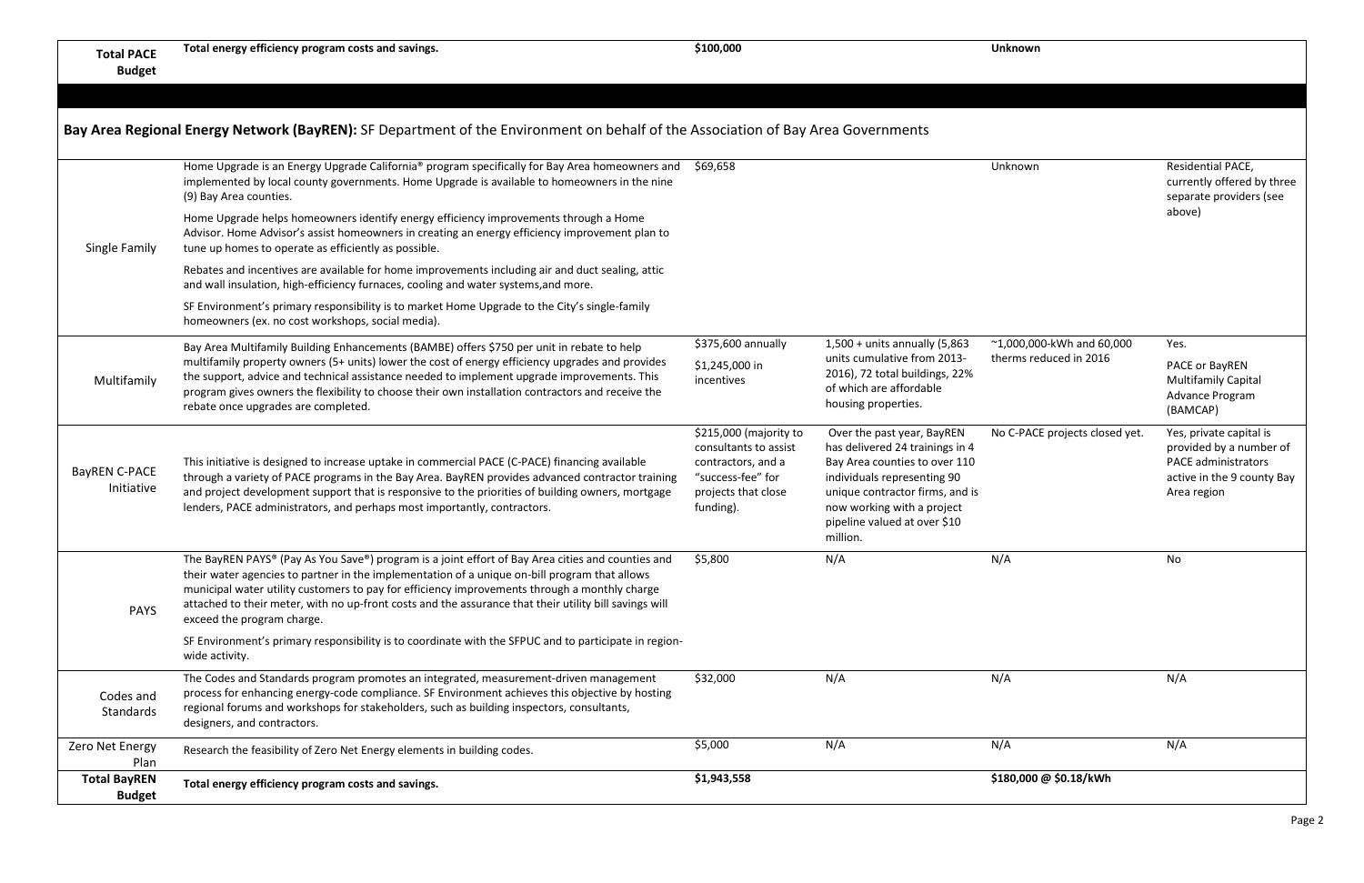| **Total PACE Budget** | **Total energy efficiency program costs and savings.** | **$100,000** | | **Unknown** | |
|---|---|---|---|---|---|

## Bay Area Regional Energy Network (BayREN): SF Department of the Environment on behalf of the Association of Bay Area Governments

| | | | | | |
|---|---|---|---|---|---|
| Single Family | Home Upgrade is an Energy Upgrade California® program specifically for Bay Area homeowners and implemented by local county governments. Home Upgrade is available to homeowners in the nine (9) Bay Area counties.<br><br>Home Upgrade helps homeowners identify energy efficiency improvements through a Home Advisor. Home Advisor's assist homeowners in creating an energy efficiency improvement plan to tune up homes to operate as efficiently as possible.<br><br>Rebates and incentives are available for home improvements including air and duct sealing, attic and wall insulation, high-efficiency furnaces, cooling and water systems,and more.<br><br>SF Environment's primary responsibility is to market Home Upgrade to the City's single-family homeowners (ex. no cost workshops, social media). | $69,658 | | Unknown | Residential PACE, currently offered by three separate providers (see above) |
| Multifamily | Bay Area Multifamily Building Enhancements (BAMBE) offers $750 per unit in rebate to help multifamily property owners (5+ units) lower the cost of energy efficiency upgrades and provides the support, advice and technical assistance needed to implement upgrade improvements. This program gives owners the flexibility to choose their own installation contractors and receive the rebate once upgrades are completed. | $375,600 annually<br><br>$1,245,000 in incentives | 1,500 + units annually (5,863 units cumulative from 2013-2016), 72 total buildings, 22% of which are affordable housing properties. | ~1,000,000-kWh and 60,000 therms reduced in 2016 | Yes.<br><br>PACE or BayREN Multifamily Capital Advance Program (BAMCAP) |
| BayREN C-PACE Initiative | This initiative is designed to increase uptake in commercial PACE (C-PACE) financing available through a variety of PACE programs in the Bay Area. BayREN provides advanced contractor training and project development support that is responsive to the priorities of building owners, mortgage lenders, PACE administrators, and perhaps most importantly, contractors. | $215,000 (majority to consultants to assist contractors, and a "success-fee" for projects that close funding). | Over the past year, BayREN has delivered 24 trainings in 4 Bay Area counties to over 110 individuals representing 90 unique contractor firms, and is now working with a project pipeline valued at over $10 million. | No C-PACE projects closed yet. | Yes, private capital is provided by a number of PACE administrators active in the 9 county Bay Area region |
| PAYS | The BayREN PAYS® (Pay As You Save®) program is a joint effort of Bay Area cities and counties and their water agencies to partner in the implementation of a unique on-bill program that allows municipal water utility customers to pay for efficiency improvements through a monthly charge attached to their meter, with no up-front costs and the assurance that their utility bill savings will exceed the program charge.<br><br>SF Environment's primary responsibility is to coordinate with the SFPUC and to participate in region-wide activity. | $5,800 | N/A | N/A | No |
| Codes and Standards | The Codes and Standards program promotes an integrated, measurement-driven management process for enhancing energy-code compliance. SF Environment achieves this objective by hosting regional forums and workshops for stakeholders, such as building inspectors, consultants, designers, and contractors. | $32,000 | N/A | N/A | N/A |
| Zero Net Energy Plan | Research the feasibility of Zero Net Energy elements in building codes. | $5,000 | N/A | N/A | N/A |
| **Total BayREN Budget** | **Total energy efficiency program costs and savings.** | **$1,943,558** | | **$180,000 @ $0.18/kWh** | |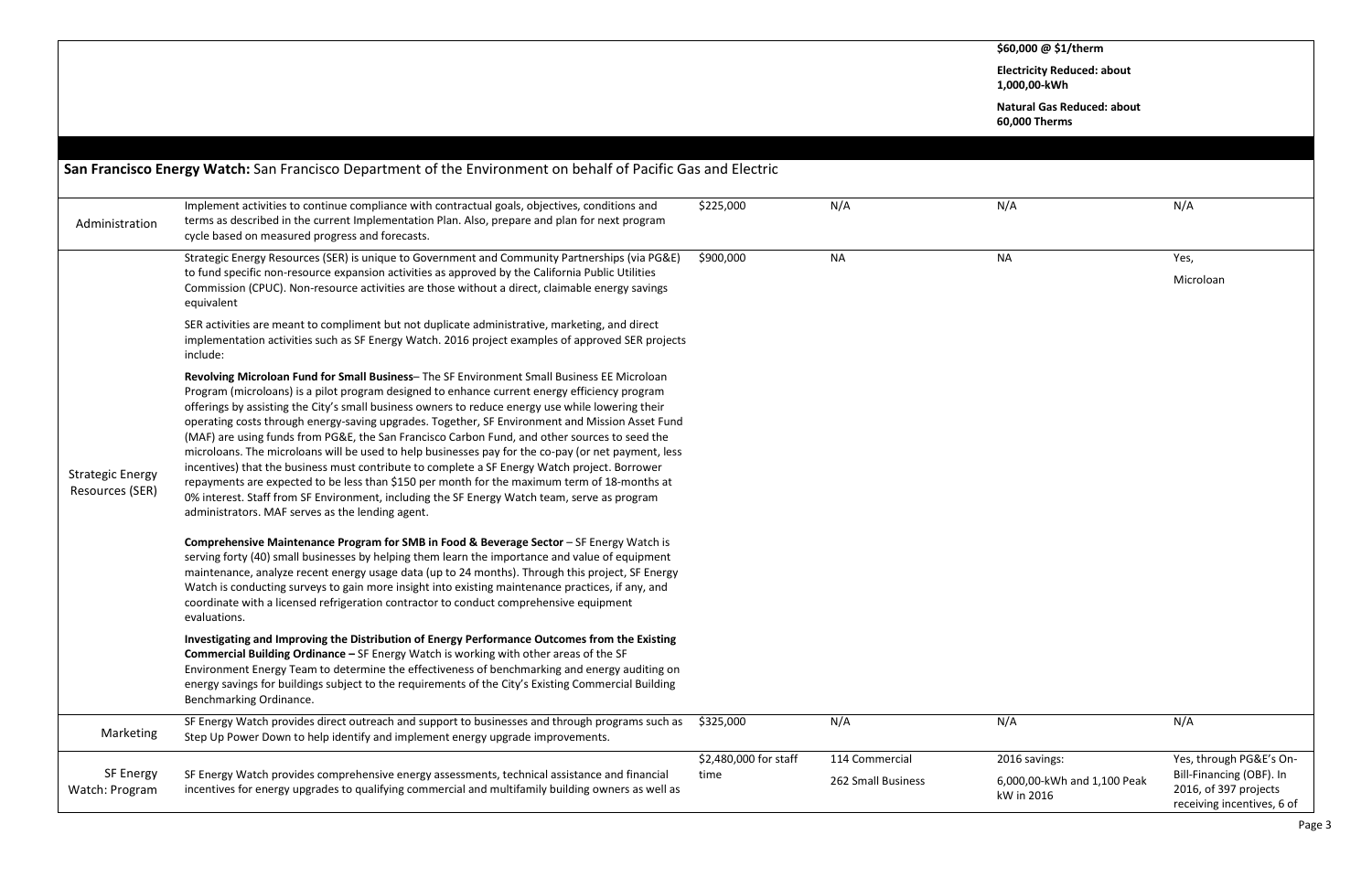| | | | | | |
|---|---|---|---|---|---|
| | | | | **$60,000 @ $1/therm**<br><br>**Electricity Reduced: about 1,000,00-kWh**<br><br>**Natural Gas Reduced: about 60,000 Therms** | |
| | | | | | |
| **San Francisco Energy Watch:** San Francisco Department of the Environment on behalf of Pacific Gas and Electric | | | | | |
| Administration | Implement activities to continue compliance with contractual goals, objectives, conditions and terms as described in the current Implementation Plan. Also, prepare and plan for next program cycle based on measured progress and forecasts. | $225,000 | N/A | N/A | N/A |
| Strategic Energy Resources (SER) | Strategic Energy Resources (SER) is unique to Government and Community Partnerships (via PG&E) to fund specific non-resource expansion activities as approved by the California Public Utilities Commission (CPUC). Non-resource activities are those without a direct, claimable energy savings equivalent<br><br>SER activities are meant to compliment but not duplicate administrative, marketing, and direct implementation activities such as SF Energy Watch. 2016 project examples of approved SER projects include:<br><br>**Revolving Microloan Fund for Small Business**– The SF Environment Small Business EE Microloan Program (microloans) is a pilot program designed to enhance current energy efficiency program offerings by assisting the City's small business owners to reduce energy use while lowering their operating costs through energy-saving upgrades. Together, SF Environment and Mission Asset Fund (MAF) are using funds from PG&E, the San Francisco Carbon Fund, and other sources to seed the microloans. The microloans will be used to help businesses pay for the co-pay (or net payment, less incentives) that the business must contribute to complete a SF Energy Watch project. Borrower repayments are expected to be less than $150 per month for the maximum term of 18-months at 0% interest. Staff from SF Environment, including the SF Energy Watch team, serve as program administrators. MAF serves as the lending agent.<br><br>**Comprehensive Maintenance Program for SMB in Food & Beverage Sector** – SF Energy Watch is serving forty (40) small businesses by helping them learn the importance and value of equipment maintenance, analyze recent energy usage data (up to 24 months). Through this project, SF Energy Watch is conducting surveys to gain more insight into existing maintenance practices, if any, and coordinate with a licensed refrigeration contractor to conduct comprehensive equipment evaluations.<br><br>**Investigating and Improving the Distribution of Energy Performance Outcomes from the Existing Commercial Building Ordinance –** SF Energy Watch is working with other areas of the SF Environment Energy Team to determine the effectiveness of benchmarking and energy auditing on energy savings for buildings subject to the requirements of the City's Existing Commercial Building Benchmarking Ordinance. | $900,000 | NA | NA | Yes,<br><br>Microloan |
| Marketing | SF Energy Watch provides direct outreach and support to businesses and through programs such as Step Up Power Down to help identify and implement energy upgrade improvements. | $325,000 | N/A | N/A | N/A |
| SF Energy Watch: Program | SF Energy Watch provides comprehensive energy assessments, technical assistance and financial incentives for energy upgrades to qualifying commercial and multifamily building owners as well as | $2,480,000 for staff time | 114 Commercial<br><br>262 Small Business | 2016 savings:<br><br>6,000,00-kWh and 1,100 Peak kW in 2016 | Yes, through PG&E's On-Bill-Financing (OBF). In 2016, of 397 projects receiving incentives, 6 of |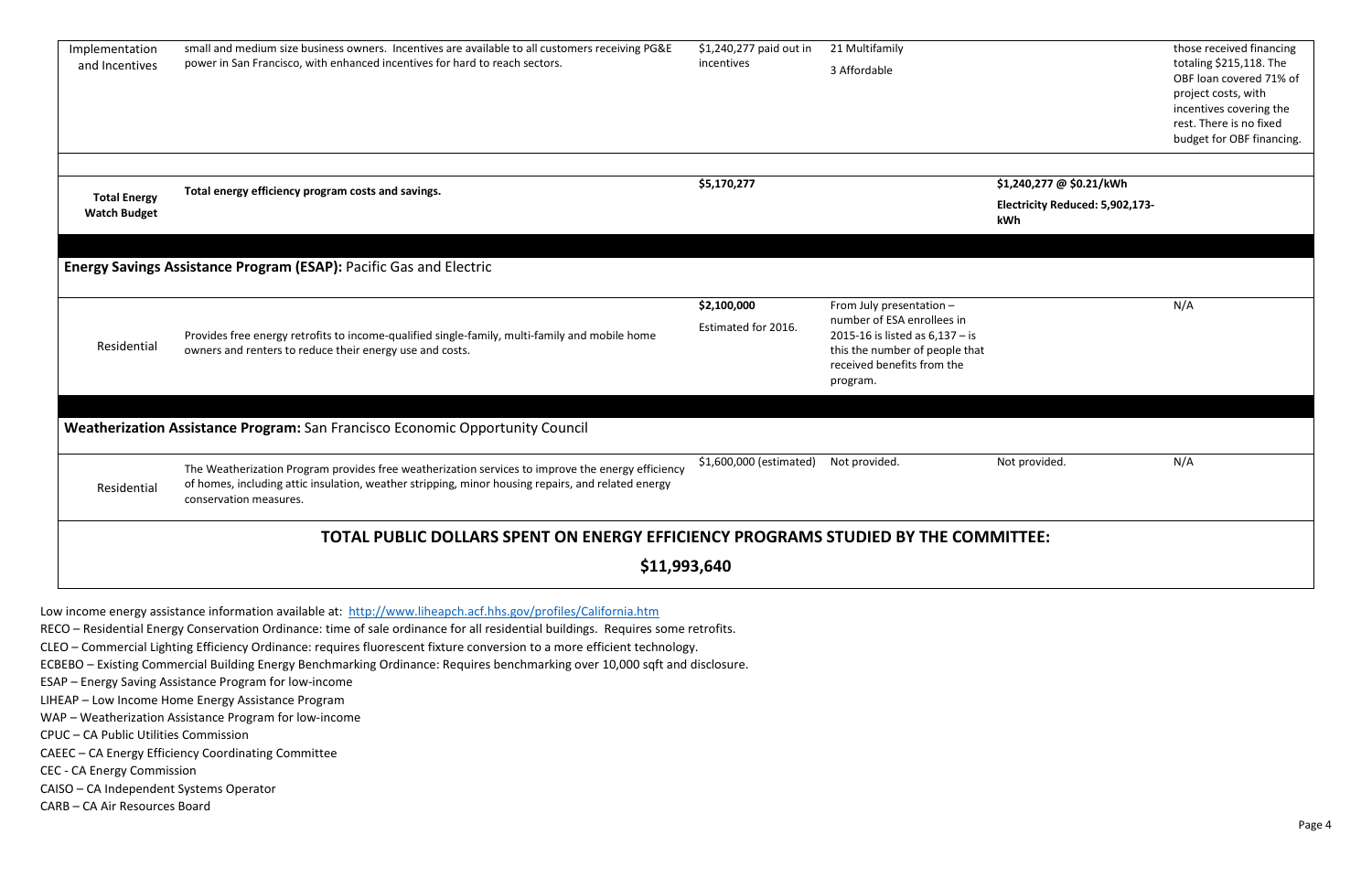| | | | | | |
|---|---|---|---|---|---|
| Implementation and Incentives | small and medium size business owners. Incentives are available to all customers receiving PG&E power in San Francisco, with enhanced incentives for hard to reach sectors. | $1,240,277 paid out in incentives | 21 Multifamily<br>3 Affordable | | those received financing totaling $215,118. The OBF loan covered 71% of project costs, with incentives covering the rest. There is no fixed budget for OBF financing. |
| **Total Energy Watch Budget** | **Total energy efficiency program costs and savings.** | **$5,170,277** | | **$1,240,277 @ $0.21/kWh**<br>**Electricity Reduced: 5,902,173-kWh** | |
| **Energy Savings Assistance Program (ESAP):** Pacific Gas and Electric | | | | | |
| Residential | Provides free energy retrofits to income-qualified single-family, multi-family and mobile home owners and renters to reduce their energy use and costs. | **$2,100,000**<br>Estimated for 2016. | From July presentation – number of ESA enrollees in 2015-16 is listed as 6,137 – is this the number of people that received benefits from the program. | | N/A |
| **Weatherization Assistance Program:** San Francisco Economic Opportunity Council | | | | | |
| Residential | The Weatherization Program provides free weatherization services to improve the energy efficiency of homes, including attic insulation, weather stripping, minor housing repairs, and related energy conservation measures. | $1,600,000 (estimated) | Not provided. | Not provided. | N/A |
| **TOTAL PUBLIC DOLLARS SPENT ON ENERGY EFFICIENCY PROGRAMS STUDIED BY THE COMMITTEE: $11,993,640** | | | | | |

Low income energy assistance information available at: http://www.liheapch.acf.hhs.gov/profiles/California.htm

RECO – Residential Energy Conservation Ordinance: time of sale ordinance for all residential buildings. Requires some retrofits.

CLEO – Commercial Lighting Efficiency Ordinance: requires fluorescent fixture conversion to a more efficient technology.

ECBEBO – Existing Commercial Building Energy Benchmarking Ordinance: Requires benchmarking over 10,000 sqft and disclosure.

ESAP – Energy Saving Assistance Program for low-income

LIHEAP – Low Income Home Energy Assistance Program

WAP – Weatherization Assistance Program for low-income

CPUC – CA Public Utilities Commission

CAEEC – CA Energy Efficiency Coordinating Committee

CEC - CA Energy Commission

CAISO – CA Independent Systems Operator

CARB – CA Air Resources Board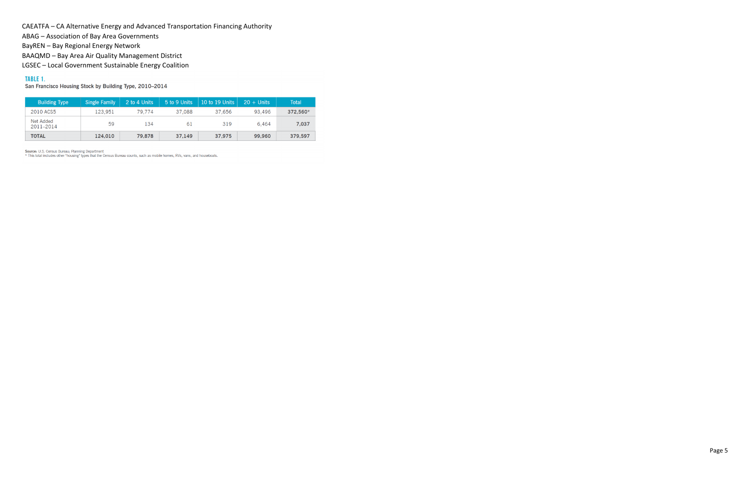CAEATFA – CA Alternative Energy and Advanced Transportation Financing Authority
ABAG – Association of Bay Area Governments
BayREN – Bay Regional Energy Network
BAAQMD – Bay Area Air Quality Management District
LGSEC – Local Government Sustainable Energy Coalition

**TABLE 1.**
San Francisco Housing Stock by Building Type, 2010–2014

| Building Type | Single Family | 2 to 4 Units | 5 to 9 Units | 10 to 19 Units | 20 + Units | Total |
|---|---|---|---|---|---|---|
| 2010 ACS5 | 123,951 | 79,774 | 37,088 | 37,656 | 93,496 | **372,560*** |
| Net Added 2011–2014 | 59 | 134 | 61 | 319 | 6,464 | **7,037** |
| **TOTAL** | **124,010** | **79,878** | **37,149** | **37,975** | **99,960** | **379,597** |

**Source:** U.S. Census Bureau; Planning Department
* This total includes other "housing" types that the Census Bureau counts, such as mobile homes, RVs, vans, and houseboats.